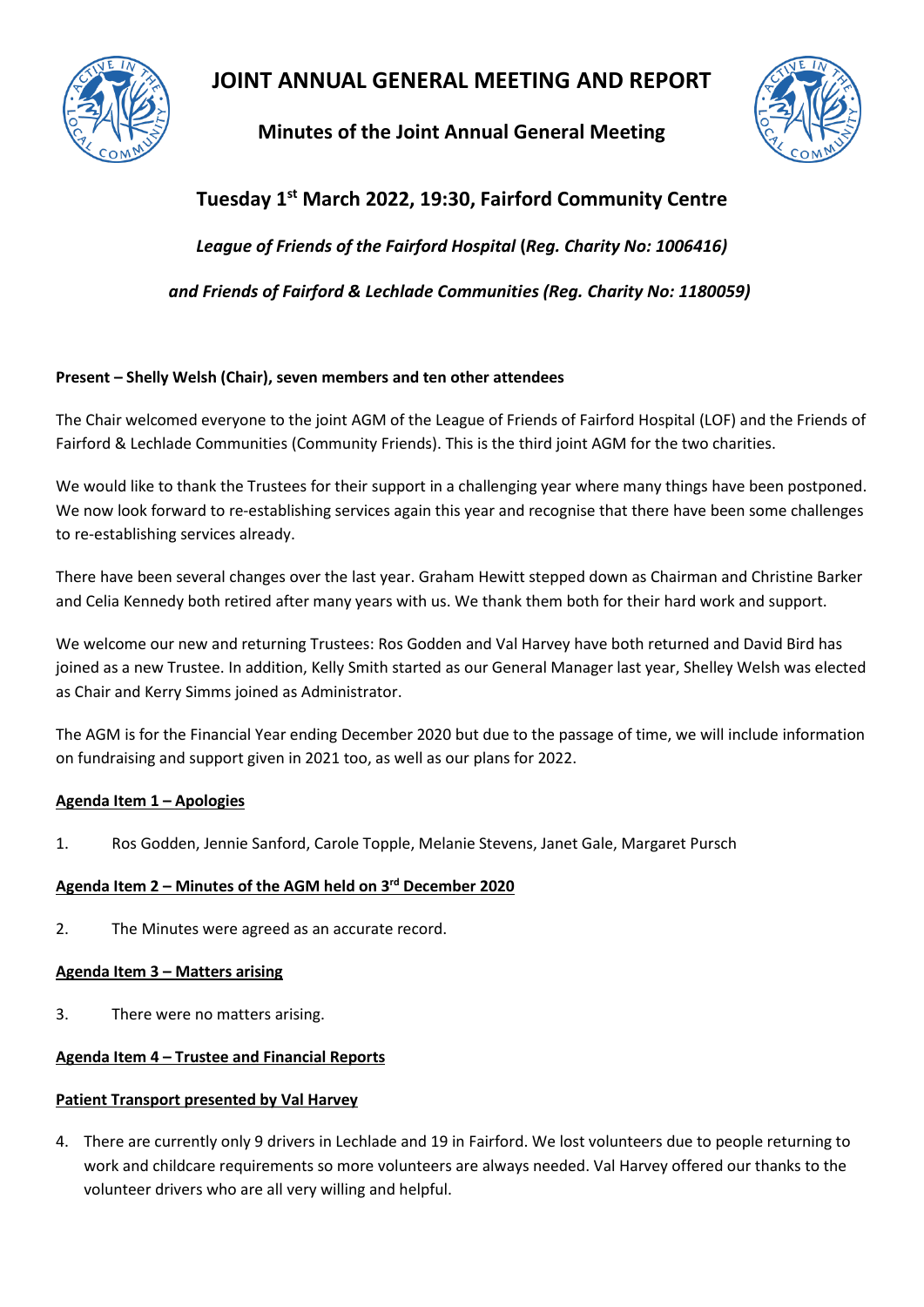# JOINT ANNUAL GENERAL MEETING AND REPORT

## Minutes of the Joint Annual General Meeting

## Tuesday 1st March 2022, 19:30, Fairford Community Centre

***League of Friends of the Fairford Hospital* (*Reg. Charity No: 1006416)***

***and Friends of Fairford & Lechlade Communities (Reg. Charity No: 1180059)***

**Present – Shelly Welsh (Chair), seven members and ten other attendees**

The Chair welcomed everyone to the joint AGM of the League of Friends of Fairford Hospital (LOF) and the Friends of Fairford & Lechlade Communities (Community Friends). This is the third joint AGM for the two charities.

We would like to thank the Trustees for their support in a challenging year where many things have been postponed. We now look forward to re-establishing services again this year and recognise that there have been some challenges to re-establishing services already.

There have been several changes over the last year. Graham Hewitt stepped down as Chairman and Christine Barker and Celia Kennedy both retired after many years with us. We thank them both for their hard work and support.

We welcome our new and returning Trustees: Ros Godden and Val Harvey have both returned and David Bird has joined as a new Trustee. In addition, Kelly Smith started as our General Manager last year, Shelley Welsh was elected as Chair and Kerry Simms joined as Administrator.

The AGM is for the Financial Year ending December 2020 but due to the passage of time, we will include information on fundraising and support given in 2021 too, as well as our plans for 2022.

**Agenda Item 1 – Apologies**

1. Ros Godden, Jennie Sanford, Carole Topple, Melanie Stevens, Janet Gale, Margaret Pursch

**Agenda Item 2 – Minutes of the AGM held on 3rd December 2020**

2. The Minutes were agreed as an accurate record.

**Agenda Item 3 – Matters arising**

3. There were no matters arising.

**Agenda Item 4 – Trustee and Financial Reports**

**Patient Transport presented by Val Harvey**

4. There are currently only 9 drivers in Lechlade and 19 in Fairford. We lost volunteers due to people returning to work and childcare requirements so more volunteers are always needed. Val Harvey offered our thanks to the volunteer drivers who are all very willing and helpful.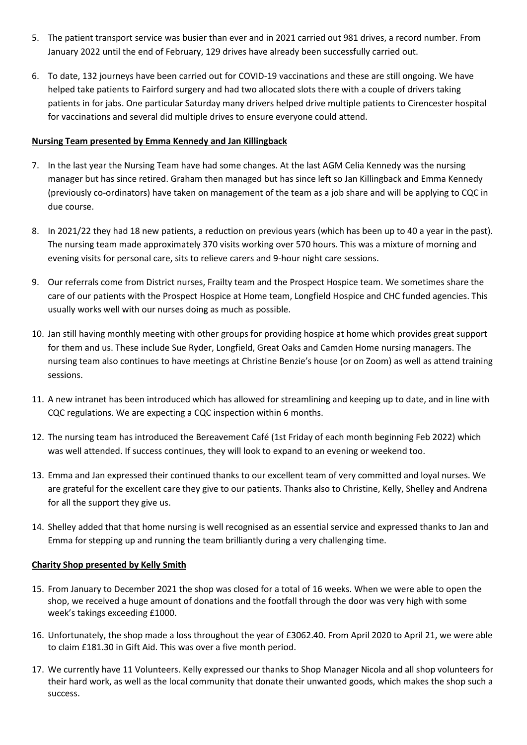5. The patient transport service was busier than ever and in 2021 carried out 981 drives, a record number. From January 2022 until the end of February, 129 drives have already been successfully carried out.

6. To date, 132 journeys have been carried out for COVID-19 vaccinations and these are still ongoing. We have helped take patients to Fairford surgery and had two allocated slots there with a couple of drivers taking patients in for jabs. One particular Saturday many drivers helped drive multiple patients to Cirencester hospital for vaccinations and several did multiple drives to ensure everyone could attend.

**Nursing Team presented by Emma Kennedy and Jan Killingback**

7. In the last year the Nursing Team have had some changes. At the last AGM Celia Kennedy was the nursing manager but has since retired. Graham then managed but has since left so Jan Killingback and Emma Kennedy (previously co-ordinators) have taken on management of the team as a job share and will be applying to CQC in due course.

8. In 2021/22 they had 18 new patients, a reduction on previous years (which has been up to 40 a year in the past). The nursing team made approximately 370 visits working over 570 hours. This was a mixture of morning and evening visits for personal care, sits to relieve carers and 9-hour night care sessions.

9. Our referrals come from District nurses, Frailty team and the Prospect Hospice team. We sometimes share the care of our patients with the Prospect Hospice at Home team, Longfield Hospice and CHC funded agencies. This usually works well with our nurses doing as much as possible.

10. Jan still having monthly meeting with other groups for providing hospice at home which provides great support for them and us. These include Sue Ryder, Longfield, Great Oaks and Camden Home nursing managers. The nursing team also continues to have meetings at Christine Benzie's house (or on Zoom) as well as attend training sessions.

11. A new intranet has been introduced which has allowed for streamlining and keeping up to date, and in line with CQC regulations. We are expecting a CQC inspection within 6 months.

12. The nursing team has introduced the Bereavement Café (1st Friday of each month beginning Feb 2022) which was well attended. If success continues, they will look to expand to an evening or weekend too.

13. Emma and Jan expressed their continued thanks to our excellent team of very committed and loyal nurses. We are grateful for the excellent care they give to our patients. Thanks also to Christine, Kelly, Shelley and Andrena for all the support they give us.

14. Shelley added that that home nursing is well recognised as an essential service and expressed thanks to Jan and Emma for stepping up and running the team brilliantly during a very challenging time.

**Charity Shop presented by Kelly Smith**

15. From January to December 2021 the shop was closed for a total of 16 weeks. When we were able to open the shop, we received a huge amount of donations and the footfall through the door was very high with some week's takings exceeding £1000.

16. Unfortunately, the shop made a loss throughout the year of £3062.40. From April 2020 to April 21, we were able to claim £181.30 in Gift Aid. This was over a five month period.

17. We currently have 11 Volunteers. Kelly expressed our thanks to Shop Manager Nicola and all shop volunteers for their hard work, as well as the local community that donate their unwanted goods, which makes the shop such a success.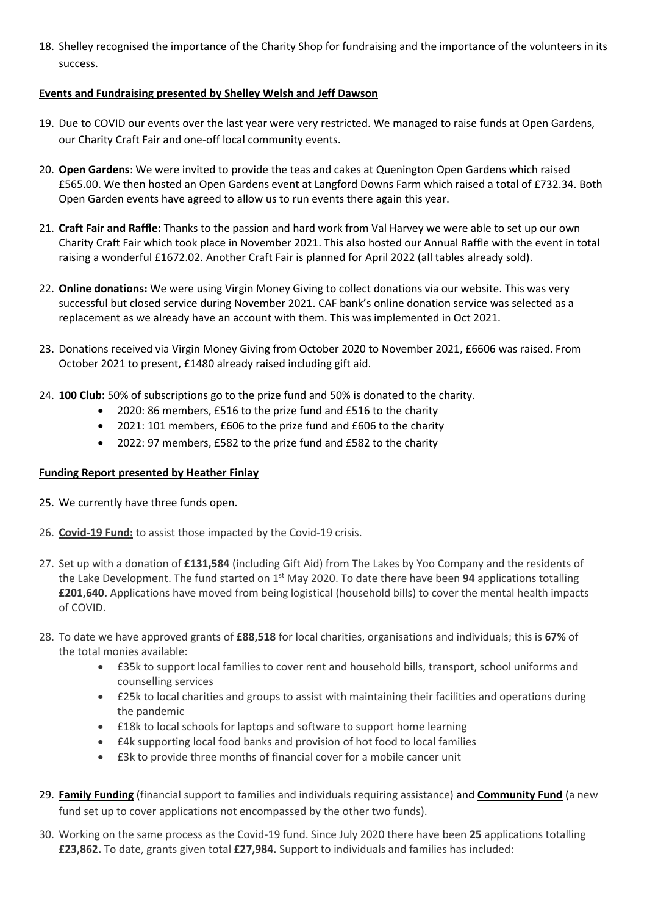18. Shelley recognised the importance of the Charity Shop for fundraising and the importance of the volunteers in its success.

**Events and Fundraising presented by Shelley Welsh and Jeff Dawson**

19. Due to COVID our events over the last year were very restricted. We managed to raise funds at Open Gardens, our Charity Craft Fair and one-off local community events.

20. **Open Gardens**: We were invited to provide the teas and cakes at Quenington Open Gardens which raised £565.00. We then hosted an Open Gardens event at Langford Downs Farm which raised a total of £732.34. Both Open Garden events have agreed to allow us to run events there again this year.

21. **Craft Fair and Raffle:** Thanks to the passion and hard work from Val Harvey we were able to set up our own Charity Craft Fair which took place in November 2021. This also hosted our Annual Raffle with the event in total raising a wonderful £1672.02. Another Craft Fair is planned for April 2022 (all tables already sold).

22. **Online donations:** We were using Virgin Money Giving to collect donations via our website. This was very successful but closed service during November 2021. CAF bank's online donation service was selected as a replacement as we already have an account with them. This was implemented in Oct 2021.

23. Donations received via Virgin Money Giving from October 2020 to November 2021, £6606 was raised. From October 2021 to present, £1480 already raised including gift aid.

24. **100 Club:** 50% of subscriptions go to the prize fund and 50% is donated to the charity.
    - 2020: 86 members, £516 to the prize fund and £516 to the charity
    - 2021: 101 members, £606 to the prize fund and £606 to the charity
    - 2022: 97 members, £582 to the prize fund and £582 to the charity

**Funding Report presented by Heather Finlay**

25. We currently have three funds open.

26. **Covid-19 Fund:** to assist those impacted by the Covid-19 crisis.

27. Set up with a donation of **£131,584** (including Gift Aid) from The Lakes by Yoo Company and the residents of the Lake Development. The fund started on 1st May 2020. To date there have been **94** applications totalling **£201,640.** Applications have moved from being logistical (household bills) to cover the mental health impacts of COVID.

28. To date we have approved grants of **£88,518** for local charities, organisations and individuals; this is **67%** of the total monies available:
    - £35k to support local families to cover rent and household bills, transport, school uniforms and counselling services
    - £25k to local charities and groups to assist with maintaining their facilities and operations during the pandemic
    - £18k to local schools for laptops and software to support home learning
    - £4k supporting local food banks and provision of hot food to local families
    - £3k to provide three months of financial cover for a mobile cancer unit

29. **Family Funding** (financial support to families and individuals requiring assistance) and **Community Fund** (a new fund set up to cover applications not encompassed by the other two funds).

30. Working on the same process as the Covid-19 fund. Since July 2020 there have been **25** applications totalling **£23,862.** To date, grants given total **£27,984.** Support to individuals and families has included: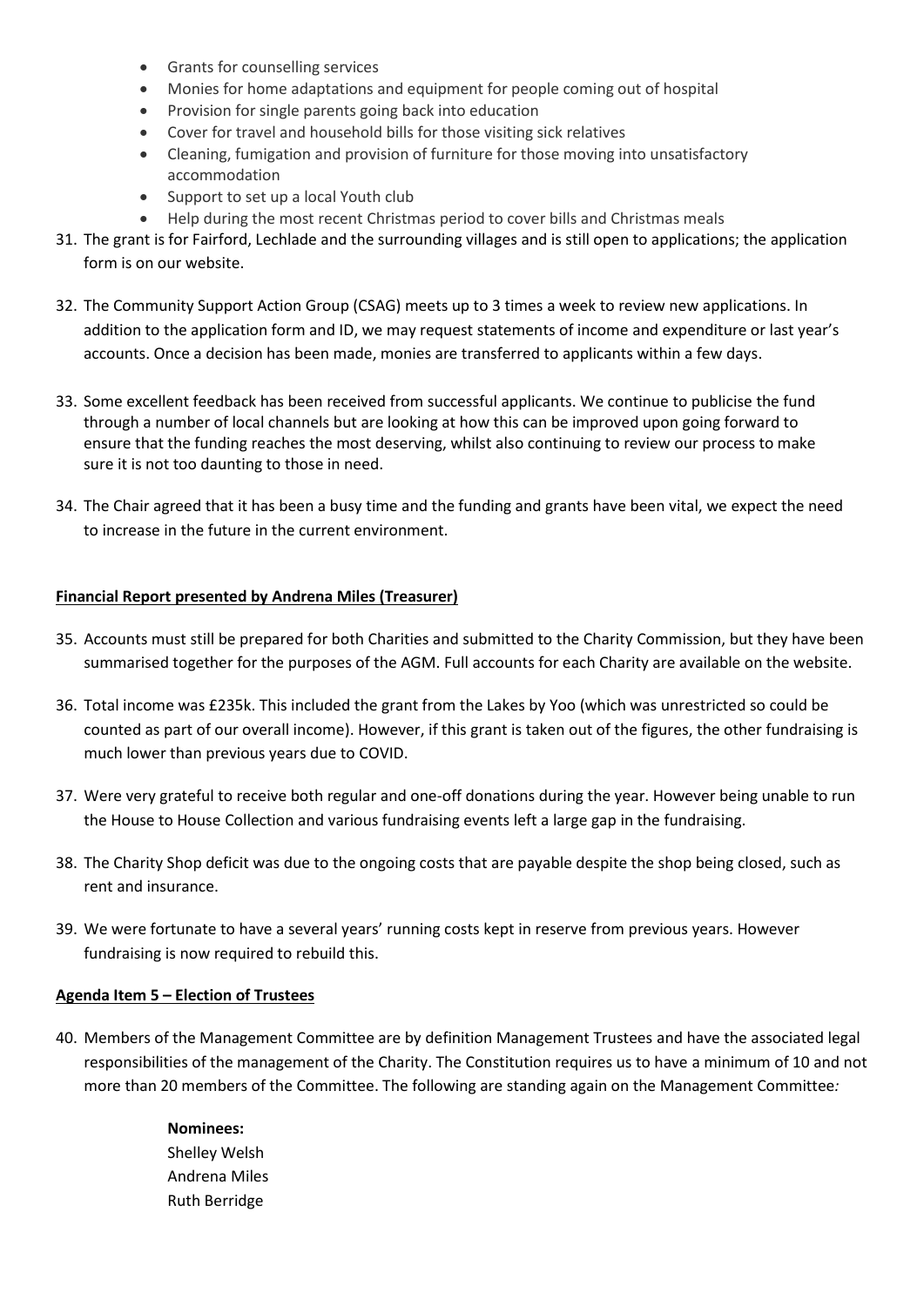- Grants for counselling services
- Monies for home adaptations and equipment for people coming out of hospital
- Provision for single parents going back into education
- Cover for travel and household bills for those visiting sick relatives
- Cleaning, fumigation and provision of furniture for those moving into unsatisfactory accommodation
- Support to set up a local Youth club
- Help during the most recent Christmas period to cover bills and Christmas meals

31. The grant is for Fairford, Lechlade and the surrounding villages and is still open to applications; the application form is on our website.

32. The Community Support Action Group (CSAG) meets up to 3 times a week to review new applications. In addition to the application form and ID, we may request statements of income and expenditure or last year's accounts. Once a decision has been made, monies are transferred to applicants within a few days.

33. Some excellent feedback has been received from successful applicants. We continue to publicise the fund through a number of local channels but are looking at how this can be improved upon going forward to ensure that the funding reaches the most deserving, whilst also continuing to review our process to make sure it is not too daunting to those in need.

34. The Chair agreed that it has been a busy time and the funding and grants have been vital, we expect the need to increase in the future in the current environment.

**<u>Financial Report presented by Andrena Miles (Treasurer)</u>**

35. Accounts must still be prepared for both Charities and submitted to the Charity Commission, but they have been summarised together for the purposes of the AGM. Full accounts for each Charity are available on the website.

36. Total income was £235k. This included the grant from the Lakes by Yoo (which was unrestricted so could be counted as part of our overall income). However, if this grant is taken out of the figures, the other fundraising is much lower than previous years due to COVID.

37. Were very grateful to receive both regular and one-off donations during the year. However being unable to run the House to House Collection and various fundraising events left a large gap in the fundraising.

38. The Charity Shop deficit was due to the ongoing costs that are payable despite the shop being closed, such as rent and insurance.

39. We were fortunate to have a several years' running costs kept in reserve from previous years. However fundraising is now required to rebuild this.

**<u>Agenda Item 5 – Election of Trustees</u>**

40. Members of the Management Committee are by definition Management Trustees and have the associated legal responsibilities of the management of the Charity. The Constitution requires us to have a minimum of 10 and not more than 20 members of the Committee. The following are standing again on the Management Committee*:*

    **Nominees:**
    Shelley Welsh
    Andrena Miles
    Ruth Berridge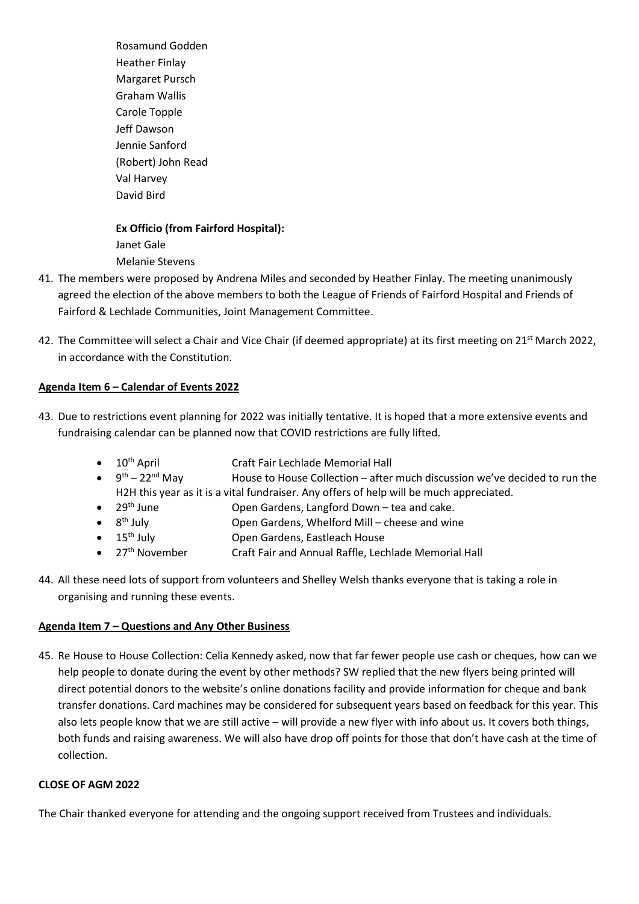Rosamund Godden
Heather Finlay
Margaret Pursch
Graham Wallis
Carole Topple
Jeff Dawson
Jennie Sanford
(Robert) John Read
Val Harvey
David Bird

**Ex Officio (from Fairford Hospital):**
Janet Gale
Melanie Stevens

41. The members were proposed by Andrena Miles and seconded by Heather Finlay. The meeting unanimously agreed the election of the above members to both the League of Friends of Fairford Hospital and Friends of Fairford & Lechlade Communities, Joint Management Committee.

42. The Committee will select a Chair and Vice Chair (if deemed appropriate) at its first meeting on 21st March 2022, in accordance with the Constitution.

**Agenda Item 6 – Calendar of Events 2022**

43. Due to restrictions event planning for 2022 was initially tentative. It is hoped that a more extensive events and fundraising calendar can be planned now that COVID restrictions are fully lifted.

    - 10th April — Craft Fair Lechlade Memorial Hall
    - 9th – 22nd May — House to House Collection – after much discussion we've decided to run the H2H this year as it is a vital fundraiser. Any offers of help will be much appreciated.
    - 29th June — Open Gardens, Langford Down – tea and cake.
    - 8th July — Open Gardens, Whelford Mill – cheese and wine
    - 15th July — Open Gardens, Eastleach House
    - 27th November — Craft Fair and Annual Raffle, Lechlade Memorial Hall

44. All these need lots of support from volunteers and Shelley Welsh thanks everyone that is taking a role in organising and running these events.

**Agenda Item 7 – Questions and Any Other Business**

45. Re House to House Collection: Celia Kennedy asked, now that far fewer people use cash or cheques, how can we help people to donate during the event by other methods? SW replied that the new flyers being printed will direct potential donors to the website's online donations facility and provide information for cheque and bank transfer donations. Card machines may be considered for subsequent years based on feedback for this year. This also lets people know that we are still active – will provide a new flyer with info about us. It covers both things, both funds and raising awareness. We will also have drop off points for those that don't have cash at the time of collection.

**CLOSE OF AGM 2022**

The Chair thanked everyone for attending and the ongoing support received from Trustees and individuals.